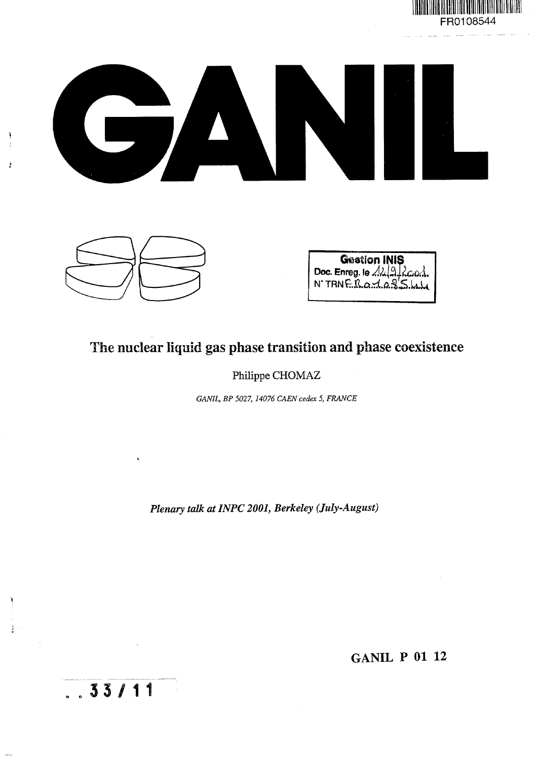FR0108544

# GANIL

Gestion INIS
Doc. Enreg. le 12/9/2001
N° TRN FR0108544

## The nuclear liquid gas phase transition and phase coexistence

Philippe CHOMAZ

*GANIL, BP 5027, 14076 CAEN cedex 5, FRANCE*

*Plenary talk at INPC 2001, Berkeley (July-August)*

**GANIL P 01 12**

33 / 11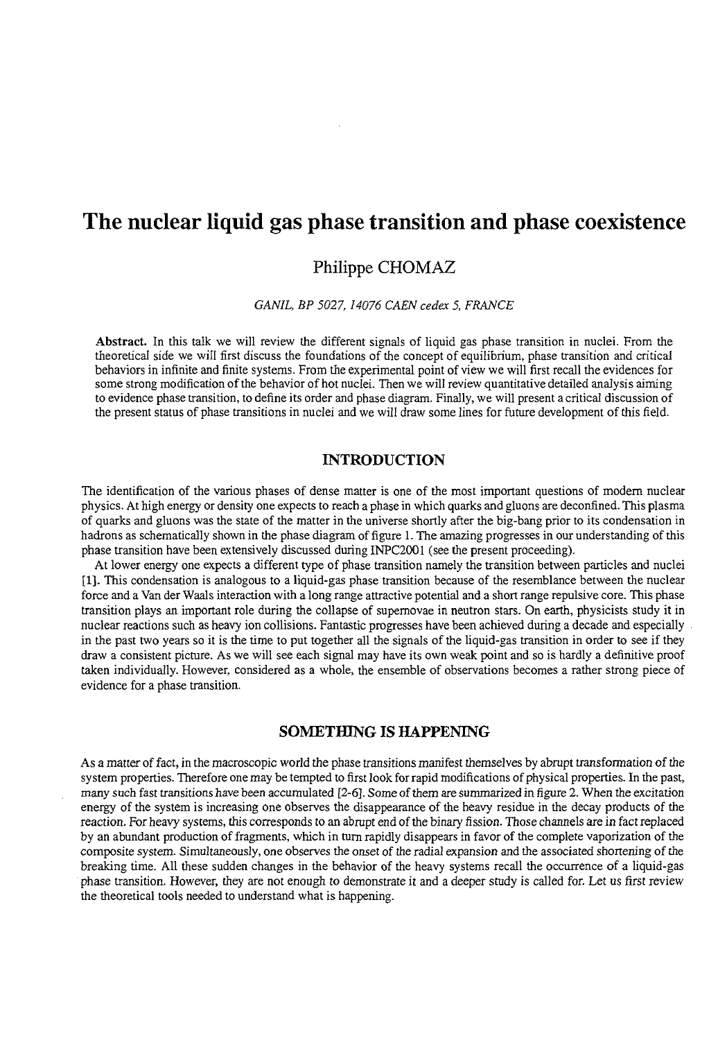# The nuclear liquid gas phase transition and phase coexistence

## Philippe CHOMAZ

*GANIL, BP 5027, 14076 CAEN cedex 5, FRANCE*

**Abstract.** In this talk we will review the different signals of liquid gas phase transition in nuclei. From the theoretical side we will first discuss the foundations of the concept of equilibrium, phase transition and critical behaviors in infinite and finite systems. From the experimental point of view we will first recall the evidences for some strong modification of the behavior of hot nuclei. Then we will review quantitative detailed analysis aiming to evidence phase transition, to define its order and phase diagram. Finally, we will present a critical discussion of the present status of phase transitions in nuclei and we will draw some lines for future development of this field.

## INTRODUCTION

The identification of the various phases of dense matter is one of the most important questions of modern nuclear physics. At high energy or density one expects to reach a phase in which quarks and gluons are deconfined. This plasma of quarks and gluons was the state of the matter in the universe shortly after the big-bang prior to its condensation in hadrons as schematically shown in the phase diagram of figure 1. The amazing progresses in our understanding of this phase transition have been extensively discussed during INPC2001 (see the present proceeding).

At lower energy one expects a different type of phase transition namely the transition between particles and nuclei [1]. This condensation is analogous to a liquid-gas phase transition because of the resemblance between the nuclear force and a Van der Waals interaction with a long range attractive potential and a short range repulsive core. This phase transition plays an important role during the collapse of supernovae in neutron stars. On earth, physicists study it in nuclear reactions such as heavy ion collisions. Fantastic progresses have been achieved during a decade and especially in the past two years so it is the time to put together all the signals of the liquid-gas transition in order to see if they draw a consistent picture. As we will see each signal may have its own weak point and so is hardly a definitive proof taken individually. However, considered as a whole, the ensemble of observations becomes a rather strong piece of evidence for a phase transition.

## SOMETHING IS HAPPENING

As a matter of fact, in the macroscopic world the phase transitions manifest themselves by abrupt transformation of the system properties. Therefore one may be tempted to first look for rapid modifications of physical properties. In the past, many such fast transitions have been accumulated [2-6]. Some of them are summarized in figure 2. When the excitation energy of the system is increasing one observes the disappearance of the heavy residue in the decay products of the reaction. For heavy systems, this corresponds to an abrupt end of the binary fission. Those channels are in fact replaced by an abundant production of fragments, which in turn rapidly disappears in favor of the complete vaporization of the composite system. Simultaneously, one observes the onset of the radial expansion and the associated shortening of the breaking time. All these sudden changes in the behavior of the heavy systems recall the occurrence of a liquid-gas phase transition. However, they are not enough to demonstrate it and a deeper study is called for. Let us first review the theoretical tools needed to understand what is happening.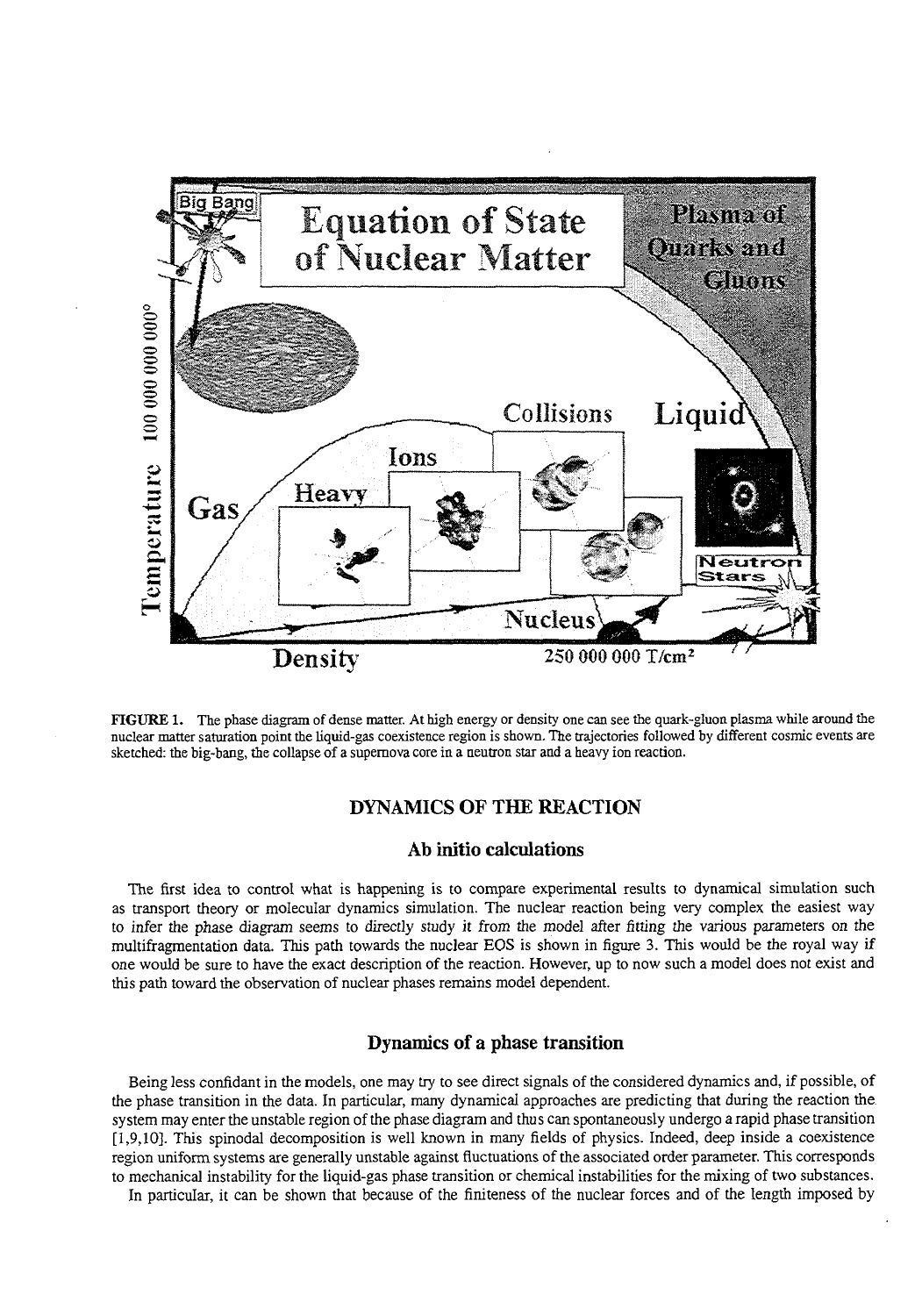**FIGURE 1.** The phase diagram of dense matter. At high energy or density one can see the quark-gluon plasma while around the nuclear matter saturation point the liquid-gas coexistence region is shown. The trajectories followed by different cosmic events are sketched: the big-bang, the collapse of a supernova core in a neutron star and a heavy ion reaction.

## DYNAMICS OF THE REACTION

### Ab initio calculations

The first idea to control what is happening is to compare experimental results to dynamical simulation such as transport theory or molecular dynamics simulation. The nuclear reaction being very complex the easiest way to infer the phase diagram seems to directly study it from the model after fitting the various parameters on the multifragmentation data. This path towards the nuclear EOS is shown in figure 3. This would be the royal way if one would be sure to have the exact description of the reaction. However, up to now such a model does not exist and this path toward the observation of nuclear phases remains model dependent.

### Dynamics of a phase transition

Being less confidant in the models, one may try to see direct signals of the considered dynamics and, if possible, of the phase transition in the data. In particular, many dynamical approaches are predicting that during the reaction the system may enter the unstable region of the phase diagram and thus can spontaneously undergo a rapid phase transition [1,9,10]. This spinodal decomposition is well known in many fields of physics. Indeed, deep inside a coexistence region uniform systems are generally unstable against fluctuations of the associated order parameter. This corresponds to mechanical instability for the liquid-gas phase transition or chemical instabilities for the mixing of two substances.

In particular, it can be shown that because of the finiteness of the nuclear forces and of the length imposed by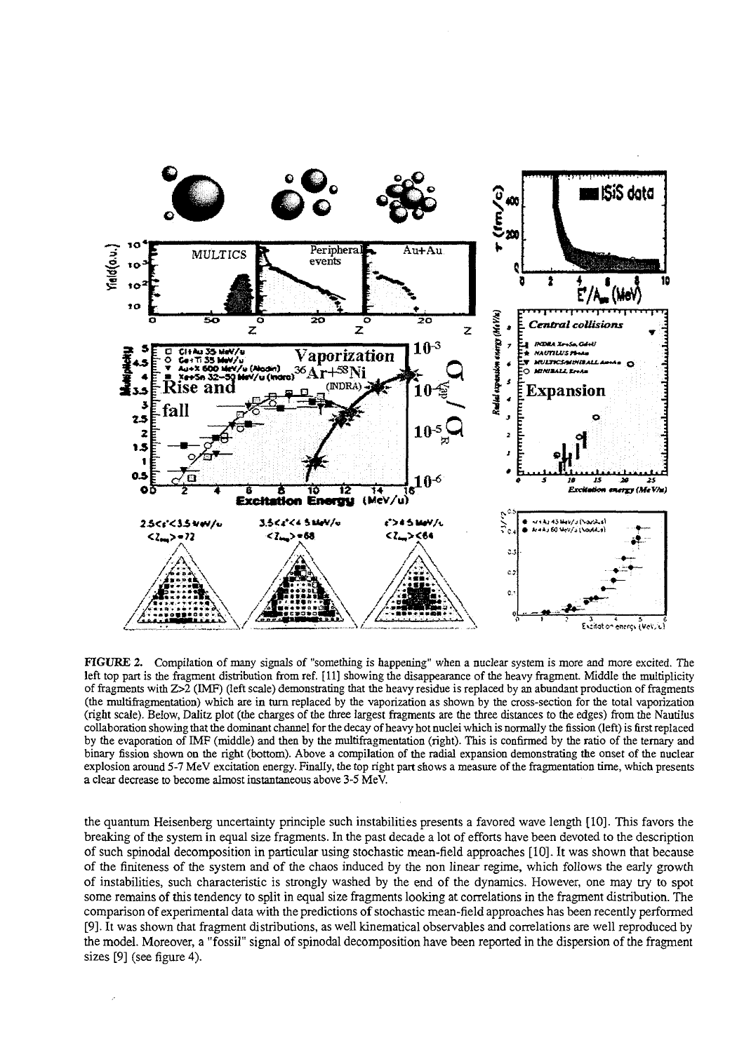**FIGURE 2.** Compilation of many signals of "something is happening" when a nuclear system is more and more excited. The left top part is the fragment distribution from ref. [11] showing the disappearance of the heavy fragment. Middle the multiplicity of fragments with Z>2 (IMF) (left scale) demonstrating that the heavy residue is replaced by an abundant production of fragments (the multifragmentation) which are in turn replaced by the vaporization as shown by the cross-section for the total vaporization (right scale). Below, Dalitz plot (the charges of the three largest fragments are the three distances to the edges) from the Nautilus collaboration showing that the dominant channel for the decay of heavy hot nuclei which is normally the fission (left) is first replaced by the evaporation of IMF (middle) and then by the multifragmentation (right). This is confirmed by the ratio of the ternary and binary fission shown on the right (bottom). Above a compilation of the radial expansion demonstrating the onset of the nuclear explosion around 5-7 MeV excitation energy. Finally, the top right part shows a measure of the fragmentation time, which presents a clear decrease to become almost instantaneous above 3-5 MeV.

the quantum Heisenberg uncertainty principle such instabilities presents a favored wave length [10]. This favors the breaking of the system in equal size fragments. In the past decade a lot of efforts have been devoted to the description of such spinodal decomposition in particular using stochastic mean-field approaches [10]. It was shown that because of the finiteness of the system and of the chaos induced by the non linear regime, which follows the early growth of instabilities, such characteristic is strongly washed by the end of the dynamics. However, one may try to spot some remains of this tendency to split in equal size fragments looking at correlations in the fragment distribution. The comparison of experimental data with the predictions of stochastic mean-field approaches has been recently performed [9]. It was shown that fragment distributions, as well kinematical observables and correlations are well reproduced by the model. Moreover, a "fossil" signal of spinodal decomposition have been reported in the dispersion of the fragment sizes [9] (see figure 4).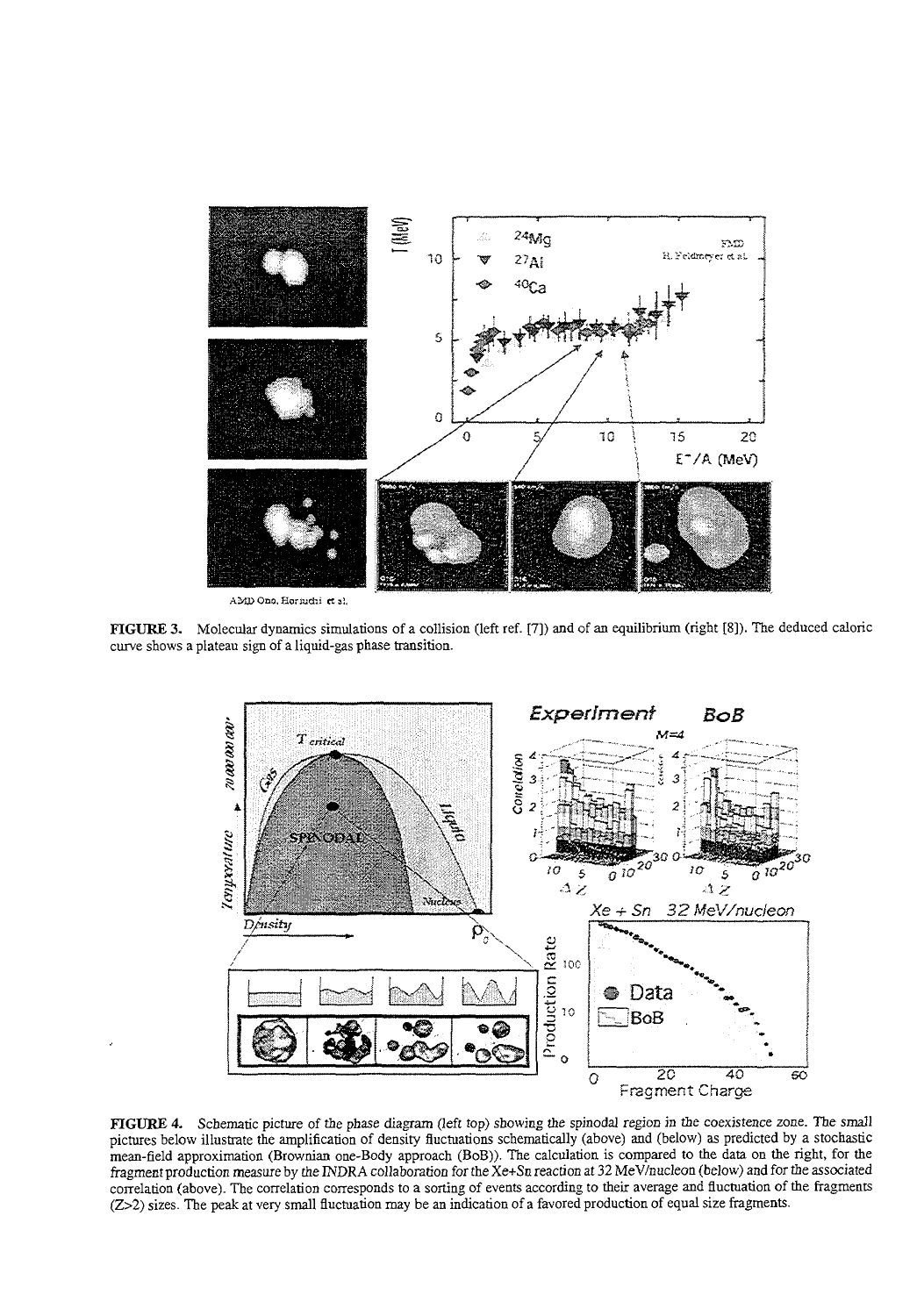**FIGURE 3.** Molecular dynamics simulations of a collision (left ref. [7]) and of an equilibrium (right [8]). The deduced caloric curve shows a plateau sign of a liquid-gas phase transition.

**FIGURE 4.** Schematic picture of the phase diagram (left top) showing the spinodal region in the coexistence zone. The small pictures below illustrate the amplification of density fluctuations schematically (above) and (below) as predicted by a stochastic mean-field approximation (Brownian one-Body approach (BoB)). The calculation is compared to the data on the right, for the fragment production measure by the INDRA collaboration for the Xe+Sn reaction at 32 MeV/nucleon (below) and for the associated correlation (above). The correlation corresponds to a sorting of events according to their average and fluctuation of the fragments (Z>2) sizes. The peak at very small fluctuation may be an indication of a favored production of equal size fragments.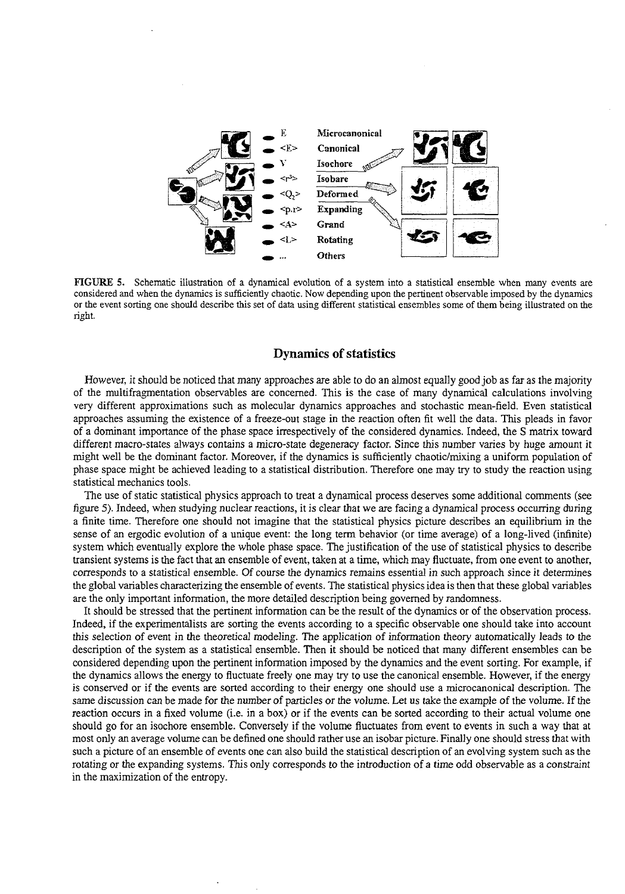FIGURE 5. Schematic illustration of a dynamical evolution of a system into a statistical ensemble when many events are considered and when the dynamics is sufficiently chaotic. Now depending upon the pertinent observable imposed by the dynamics or the event sorting one should describe this set of data using different statistical ensembles some of them being illustrated on the right.

## Dynamics of statistics

However, it should be noticed that many approaches are able to do an almost equally good job as far as the majority of the multifragmentation observables are concerned. This is the case of many dynamical calculations involving very different approximations such as molecular dynamics approaches and stochastic mean-field. Even statistical approaches assuming the existence of a freeze-out stage in the reaction often fit well the data. This pleads in favor of a dominant importance of the phase space irrespectively of the considered dynamics. Indeed, the S matrix toward different macro-states always contains a micro-state degeneracy factor. Since this number varies by huge amount it might well be the dominant factor. Moreover, if the dynamics is sufficiently chaotic/mixing a uniform population of phase space might be achieved leading to a statistical distribution. Therefore one may try to study the reaction using statistical mechanics tools.

The use of static statistical physics approach to treat a dynamical process deserves some additional comments (see figure 5). Indeed, when studying nuclear reactions, it is clear that we are facing a dynamical process occurring during a finite time. Therefore one should not imagine that the statistical physics picture describes an equilibrium in the sense of an ergodic evolution of a unique event: the long term behavior (or time average) of a long-lived (infinite) system which eventually explore the whole phase space. The justification of the use of statistical physics to describe transient systems is the fact that an ensemble of event, taken at a time, which may fluctuate, from one event to another, corresponds to a statistical ensemble. Of course the dynamics remains essential in such approach since it determines the global variables characterizing the ensemble of events. The statistical physics idea is then that these global variables are the only important information, the more detailed description being governed by randomness.

It should be stressed that the pertinent information can be the result of the dynamics or of the observation process. Indeed, if the experimentalists are sorting the events according to a specific observable one should take into account this selection of event in the theoretical modeling. The application of information theory automatically leads to the description of the system as a statistical ensemble. Then it should be noticed that many different ensembles can be considered depending upon the pertinent information imposed by the dynamics and the event sorting. For example, if the dynamics allows the energy to fluctuate freely one may try to use the canonical ensemble. However, if the energy is conserved or if the events are sorted according to their energy one should use a microcanonical description. The same discussion can be made for the number of particles or the volume. Let us take the example of the volume. If the reaction occurs in a fixed volume (i.e. in a box) or if the events can be sorted according to their actual volume one should go for an isochore ensemble. Conversely if the volume fluctuates from event to events in such a way that at most only an average volume can be defined one should rather use an isobar picture. Finally one should stress that with such a picture of an ensemble of events one can also build the statistical description of an evolving system such as the rotating or the expanding systems. This only corresponds to the introduction of a time odd observable as a constraint in the maximization of the entropy.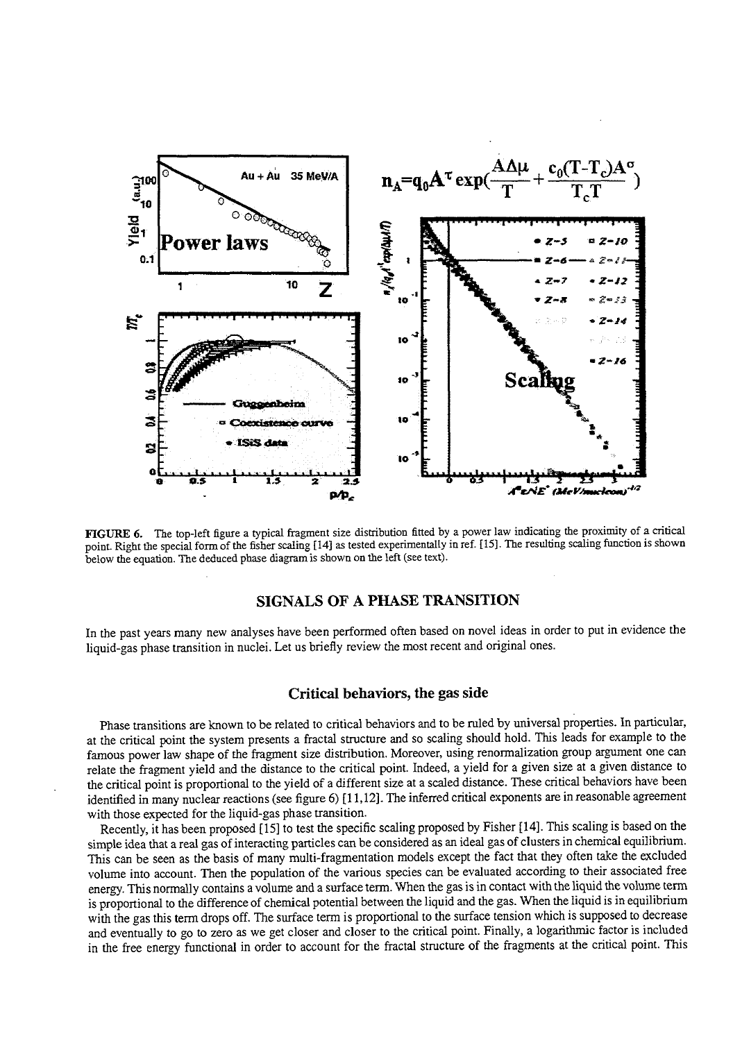Au + Au 35 MeV/A

Yield (a.u.)

Power laws

Z

$$n_A = q_0 A^{\tau} \exp\left(\frac{A\Delta\mu}{T} + \frac{c_0(T-T_c)A^{\sigma}}{T_c T}\right)$$

Scaling

Guggenheim

Coexistence curve

ISiS data

$T/T_c$

$\rho/\rho_c$

**FIGURE 6.** The top-left figure a typical fragment size distribution fitted by a power law indicating the proximity of a critical point. Right the special form of the fisher scaling [14] as tested experimentally in ref. [15]. The resulting scaling function is shown below the equation. The deduced phase diagram is shown on the left (see text).

## SIGNALS OF A PHASE TRANSITION

In the past years many new analyses have been performed often based on novel ideas in order to put in evidence the liquid-gas phase transition in nuclei. Let us briefly review the most recent and original ones.

### Critical behaviors, the gas side

Phase transitions are known to be related to critical behaviors and to be ruled by universal properties. In particular, at the critical point the system presents a fractal structure and so scaling should hold. This leads for example to the famous power law shape of the fragment size distribution. Moreover, using renormalization group argument one can relate the fragment yield and the distance to the critical point. Indeed, a yield for a given size at a given distance to the critical point is proportional to the yield of a different size at a scaled distance. These critical behaviors have been identified in many nuclear reactions (see figure 6) [11,12]. The inferred critical exponents are in reasonable agreement with those expected for the liquid-gas phase transition.

Recently, it has been proposed [15] to test the specific scaling proposed by Fisher [14]. This scaling is based on the simple idea that a real gas of interacting particles can be considered as an ideal gas of clusters in chemical equilibrium. This can be seen as the basis of many multi-fragmentation models except the fact that they often take the excluded volume into account. Then the population of the various species can be evaluated according to their associated free energy. This normally contains a volume and a surface term. When the gas is in contact with the liquid the volume term is proportional to the difference of chemical potential between the liquid and the gas. When the liquid is in equilibrium with the gas this term drops off. The surface term is proportional to the surface tension which is supposed to decrease and eventually to go to zero as we get closer and closer to the critical point. Finally, a logarithmic factor is included in the free energy functional in order to account for the fractal structure of the fragments at the critical point. This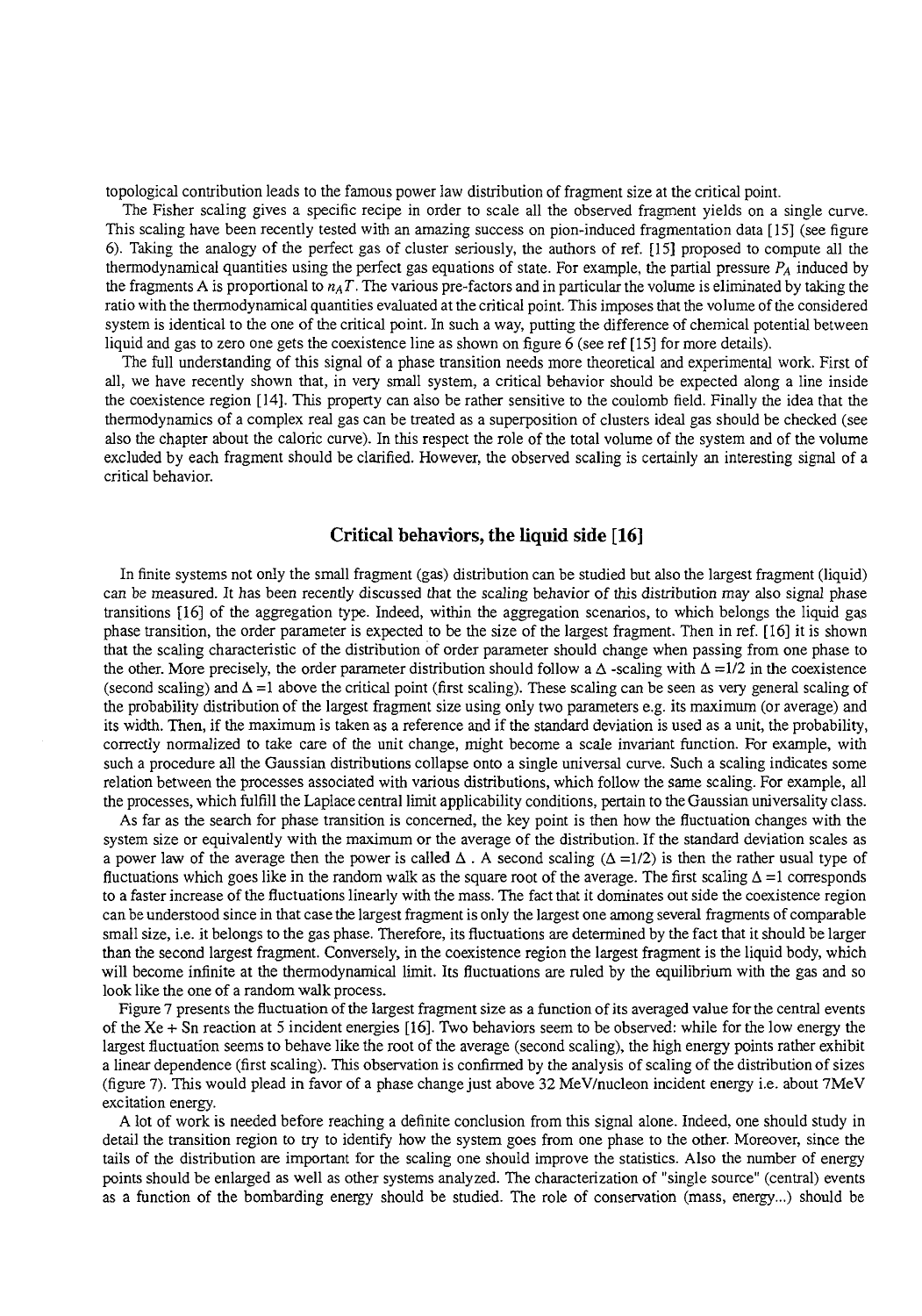topological contribution leads to the famous power law distribution of fragment size at the critical point.

The Fisher scaling gives a specific recipe in order to scale all the observed fragment yields on a single curve. This scaling have been recently tested with an amazing success on pion-induced fragmentation data [15] (see figure 6). Taking the analogy of the perfect gas of cluster seriously, the authors of ref. [15] proposed to compute all the thermodynamical quantities using the perfect gas equations of state. For example, the partial pressure $P_A$ induced by the fragments A is proportional to $n_A T$. The various pre-factors and in particular the volume is eliminated by taking the ratio with the thermodynamical quantities evaluated at the critical point. This imposes that the volume of the considered system is identical to the one of the critical point. In such a way, putting the difference of chemical potential between liquid and gas to zero one gets the coexistence line as shown on figure 6 (see ref [15] for more details).

The full understanding of this signal of a phase transition needs more theoretical and experimental work. First of all, we have recently shown that, in very small system, a critical behavior should be expected along a line inside the coexistence region [14]. This property can also be rather sensitive to the coulomb field. Finally the idea that the thermodynamics of a complex real gas can be treated as a superposition of clusters ideal gas should be checked (see also the chapter about the caloric curve). In this respect the role of the total volume of the system and of the volume excluded by each fragment should be clarified. However, the observed scaling is certainly an interesting signal of a critical behavior.

## Critical behaviors, the liquid side [16]

In finite systems not only the small fragment (gas) distribution can be studied but also the largest fragment (liquid) can be measured. It has been recently discussed that the scaling behavior of this distribution may also signal phase transitions [16] of the aggregation type. Indeed, within the aggregation scenarios, to which belongs the liquid gas phase transition, the order parameter is expected to be the size of the largest fragment. Then in ref. [16] it is shown that the scaling characteristic of the distribution of order parameter should change when passing from one phase to the other. More precisely, the order parameter distribution should follow a $\Delta$ -scaling with $\Delta = 1/2$ in the coexistence (second scaling) and $\Delta = 1$ above the critical point (first scaling). These scaling can be seen as very general scaling of the probability distribution of the largest fragment size using only two parameters e.g. its maximum (or average) and its width. Then, if the maximum is taken as a reference and if the standard deviation is used as a unit, the probability, correctly normalized to take care of the unit change, might become a scale invariant function. For example, with such a procedure all the Gaussian distributions collapse onto a single universal curve. Such a scaling indicates some relation between the processes associated with various distributions, which follow the same scaling. For example, all the processes, which fulfill the Laplace central limit applicability conditions, pertain to the Gaussian universality class.

As far as the search for phase transition is concerned, the key point is then how the fluctuation changes with the system size or equivalently with the maximum or the average of the distribution. If the standard deviation scales as a power law of the average then the power is called $\Delta$ . A second scaling ($\Delta = 1/2$) is then the rather usual type of fluctuations which goes like in the random walk as the square root of the average. The first scaling $\Delta = 1$ corresponds to a faster increase of the fluctuations linearly with the mass. The fact that it dominates out side the coexistence region can be understood since in that case the largest fragment is only the largest one among several fragments of comparable small size, i.e. it belongs to the gas phase. Therefore, its fluctuations are determined by the fact that it should be larger than the second largest fragment. Conversely, in the coexistence region the largest fragment is the liquid body, which will become infinite at the thermodynamical limit. Its fluctuations are ruled by the equilibrium with the gas and so look like the one of a random walk process.

Figure 7 presents the fluctuation of the largest fragment size as a function of its averaged value for the central events of the Xe + Sn reaction at 5 incident energies [16]. Two behaviors seem to be observed: while for the low energy the largest fluctuation seems to behave like the root of the average (second scaling), the high energy points rather exhibit a linear dependence (first scaling). This observation is confirmed by the analysis of scaling of the distribution of sizes (figure 7). This would plead in favor of a phase change just above 32 MeV/nucleon incident energy i.e. about 7MeV excitation energy.

A lot of work is needed before reaching a definite conclusion from this signal alone. Indeed, one should study in detail the transition region to try to identify how the system goes from one phase to the other. Moreover, since the tails of the distribution are important for the scaling one should improve the statistics. Also the number of energy points should be enlarged as well as other systems analyzed. The characterization of "single source" (central) events as a function of the bombarding energy should be studied. The role of conservation (mass, energy...) should be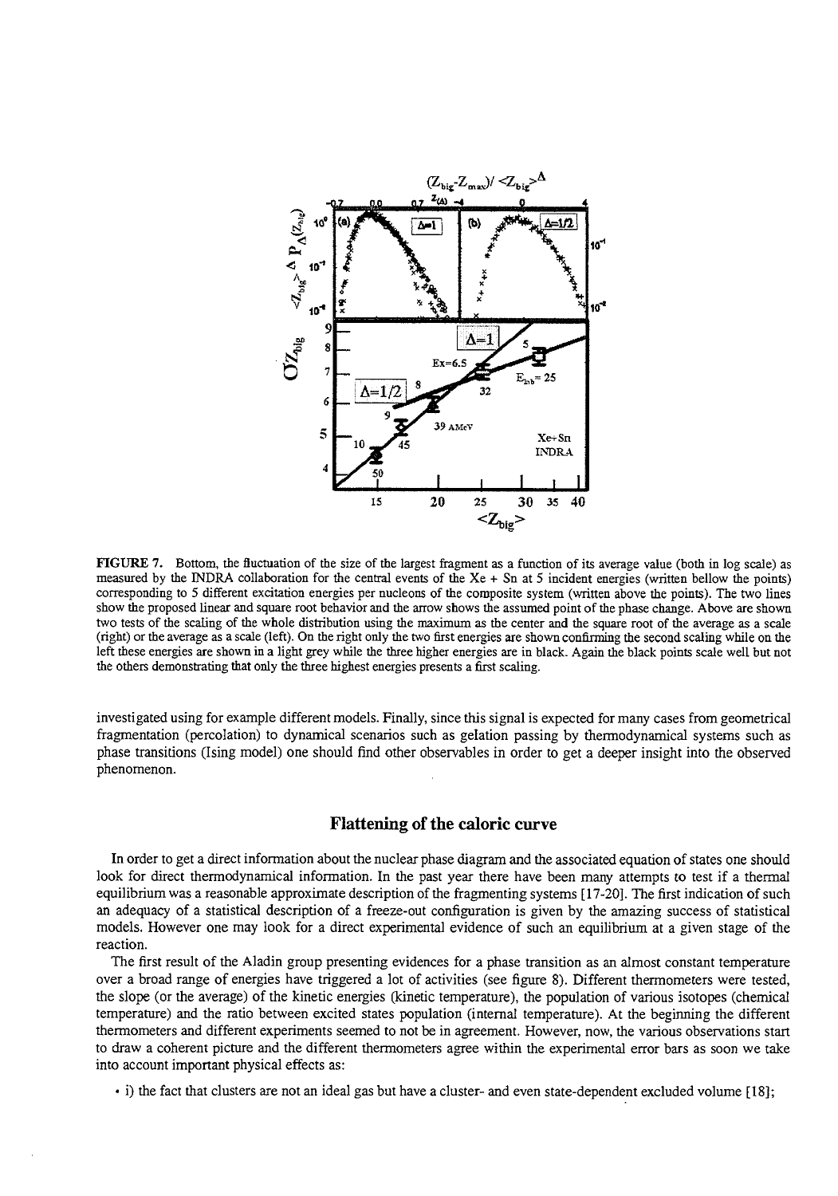$(Z_{big}-Z_{max})/ <Z_{big}>^{\Delta}$

-0.7 0.0 0.7 $z_{(\Delta)}$ -4 0 4

$<Z_{big}>^{\Delta} P_{\Delta}(Z_{big})$

$10^0$ $10^{-1}$ $10^{-2}$

(a) $\Delta$=1 (b) $\Delta$=1/2

$10^{-1}$ $10^{-2}$

$\sigma Z_{big}$

9 8 7 6 5 4

$\Delta$=1

$\Delta$=1/2

5 Ex=6.5 8 9 10 32 39 AMeV 45 50 $E_{lab}$= 25

Xe+Sn INDRA

15 20 25 30 35 40

$<Z_{big}>$

**FIGURE 7.** Bottom, the fluctuation of the size of the largest fragment as a function of its average value (both in log scale) as measured by the INDRA collaboration for the central events of the Xe + Sn at 5 incident energies (written bellow the points) corresponding to 5 different excitation energies per nucleons of the composite system (written above the points). The two lines show the proposed linear and square root behavior and the arrow shows the assumed point of the phase change. Above are shown two tests of the scaling of the whole distribution using the maximum as the center and the square root of the average as a scale (right) or the average as a scale (left). On the right only the two first energies are shown confirming the second scaling while on the left these energies are shown in a light grey while the three higher energies are in black. Again the black points scale well but not the others demonstrating that only the three highest energies presents a first scaling.

investigated using for example different models. Finally, since this signal is expected for many cases from geometrical fragmentation (percolation) to dynamical scenarios such as gelation passing by thermodynamical systems such as phase transitions (Ising model) one should find other observables in order to get a deeper insight into the observed phenomenon.

## Flattening of the caloric curve

In order to get a direct information about the nuclear phase diagram and the associated equation of states one should look for direct thermodynamical information. In the past year there have been many attempts to test if a thermal equilibrium was a reasonable approximate description of the fragmenting systems [17-20]. The first indication of such an adequacy of a statistical description of a freeze-out configuration is given by the amazing success of statistical models. However one may look for a direct experimental evidence of such an equilibrium at a given stage of the reaction.

The first result of the Aladin group presenting evidences for a phase transition as an almost constant temperature over a broad range of energies have triggered a lot of activities (see figure 8). Different thermometers were tested, the slope (or the average) of the kinetic energies (kinetic temperature), the population of various isotopes (chemical temperature) and the ratio between excited states population (internal temperature). At the beginning the different thermometers and different experiments seemed to not be in agreement. However, now, the various observations start to draw a coherent picture and the different thermometers agree within the experimental error bars as soon we take into account important physical effects as:

- i) the fact that clusters are not an ideal gas but have a cluster- and even state-dependent excluded volume [18];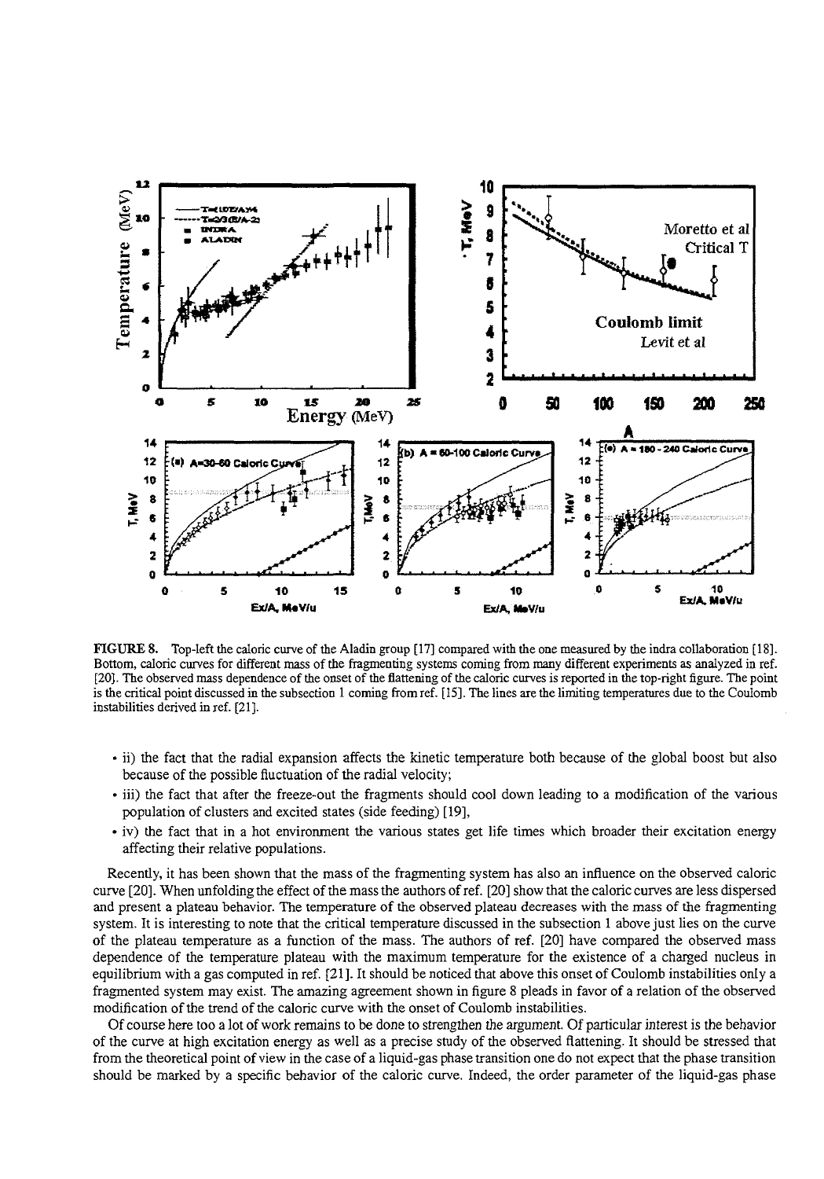**FIGURE 8.** Top-left the caloric curve of the Aladin group [17] compared with the one measured by the indra collaboration [18]. Bottom, caloric curves for different mass of the fragmenting systems coming from many different experiments as analyzed in ref. [20]. The observed mass dependence of the onset of the flattening of the caloric curves is reported in the top-right figure. The point is the critical point discussed in the subsection 1 coming from ref. [15]. The lines are the limiting temperatures due to the Coulomb instabilities derived in ref. [21].

- ii) the fact that the radial expansion affects the kinetic temperature both because of the global boost but also because of the possible fluctuation of the radial velocity;
- iii) the fact that after the freeze-out the fragments should cool down leading to a modification of the various population of clusters and excited states (side feeding) [19],
- iv) the fact that in a hot environment the various states get life times which broader their excitation energy affecting their relative populations.

Recently, it has been shown that the mass of the fragmenting system has also an influence on the observed caloric curve [20]. When unfolding the effect of the mass the authors of ref. [20] show that the caloric curves are less dispersed and present a plateau behavior. The temperature of the observed plateau decreases with the mass of the fragmenting system. It is interesting to note that the critical temperature discussed in the subsection 1 above just lies on the curve of the plateau temperature as a function of the mass. The authors of ref. [20] have compared the observed mass dependence of the temperature plateau with the maximum temperature for the existence of a charged nucleus in equilibrium with a gas computed in ref. [21]. It should be noticed that above this onset of Coulomb instabilities only a fragmented system may exist. The amazing agreement shown in figure 8 pleads in favor of a relation of the observed modification of the trend of the caloric curve with the onset of Coulomb instabilities.

Of course here too a lot of work remains to be done to strengthen the argument. Of particular interest is the behavior of the curve at high excitation energy as well as a precise study of the observed flattening. It should be stressed that from the theoretical point of view in the case of a liquid-gas phase transition one do not expect that the phase transition should be marked by a specific behavior of the caloric curve. Indeed, the order parameter of the liquid-gas phase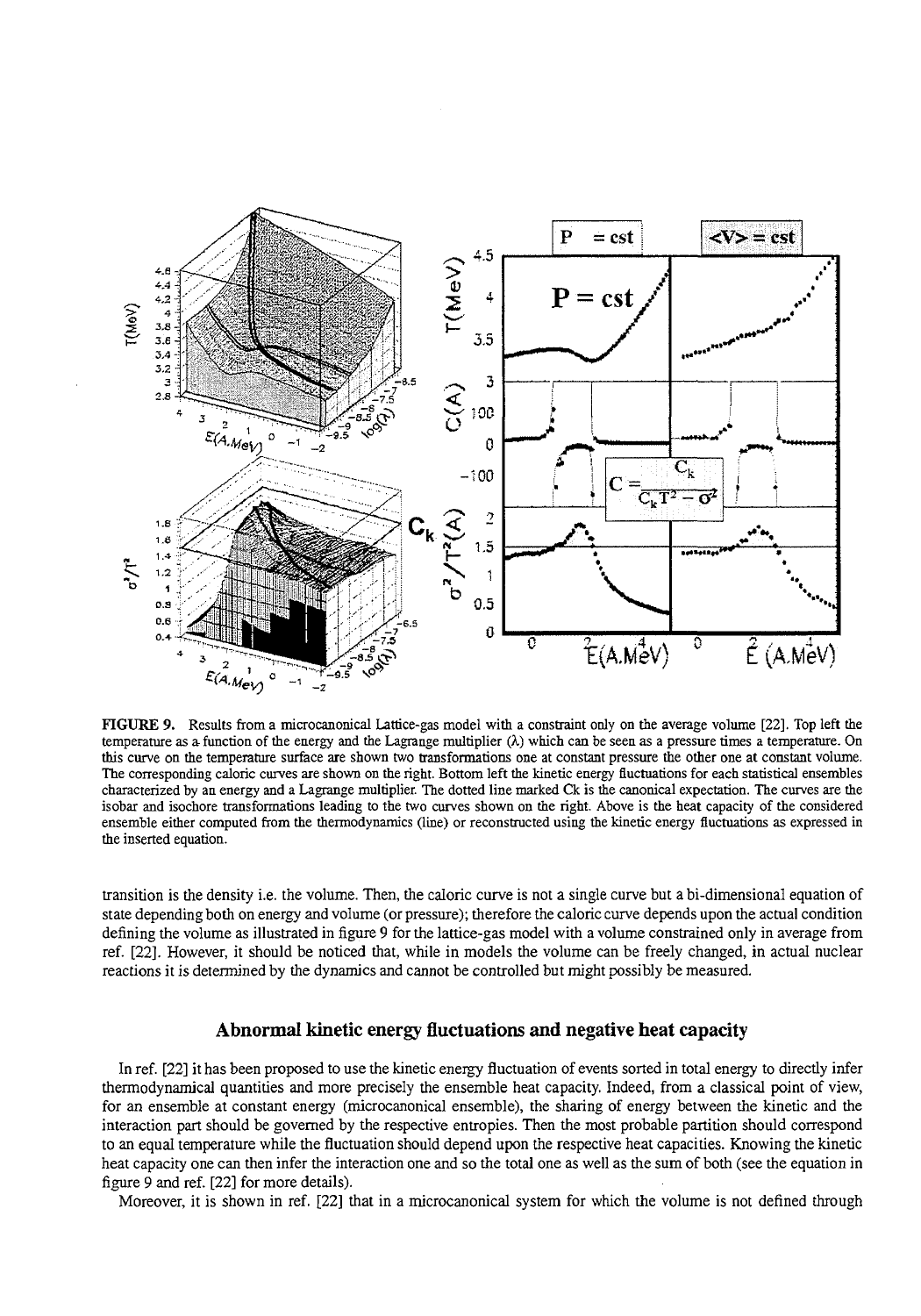**FIGURE 9.** Results from a microcanonical Lattice-gas model with a constraint only on the average volume [22]. Top left the temperature as a function of the energy and the Lagrange multiplier (λ) which can be seen as a pressure times a temperature. On this curve on the temperature surface are shown two transformations one at constant pressure the other one at constant volume. The corresponding caloric curves are shown on the right. Bottom left the kinetic energy fluctuations for each statistical ensembles characterized by an energy and a Lagrange multiplier. The dotted line marked Ck is the canonical expectation. The curves are the isobar and isochore transformations leading to the two curves shown on the right. Above is the heat capacity of the considered ensemble either computed from the thermodynamics (line) or reconstructed using the kinetic energy fluctuations as expressed in the inserted equation.

transition is the density i.e. the volume. Then, the caloric curve is not a single curve but a bi-dimensional equation of state depending both on energy and volume (or pressure); therefore the caloric curve depends upon the actual condition defining the volume as illustrated in figure 9 for the lattice-gas model with a volume constrained only in average from ref. [22]. However, it should be noticed that, while in models the volume can be freely changed, in actual nuclear reactions it is determined by the dynamics and cannot be controlled but might possibly be measured.

## Abnormal kinetic energy fluctuations and negative heat capacity

In ref. [22] it has been proposed to use the kinetic energy fluctuation of events sorted in total energy to directly infer thermodynamical quantities and more precisely the ensemble heat capacity. Indeed, from a classical point of view, for an ensemble at constant energy (microcanonical ensemble), the sharing of energy between the kinetic and the interaction part should be governed by the respective entropies. Then the most probable partition should correspond to an equal temperature while the fluctuation should depend upon the respective heat capacities. Knowing the kinetic heat capacity one can then infer the interaction one and so the total one as well as the sum of both (see the equation in figure 9 and ref. [22] for more details).

Moreover, it is shown in ref. [22] that in a microcanonical system for which the volume is not defined through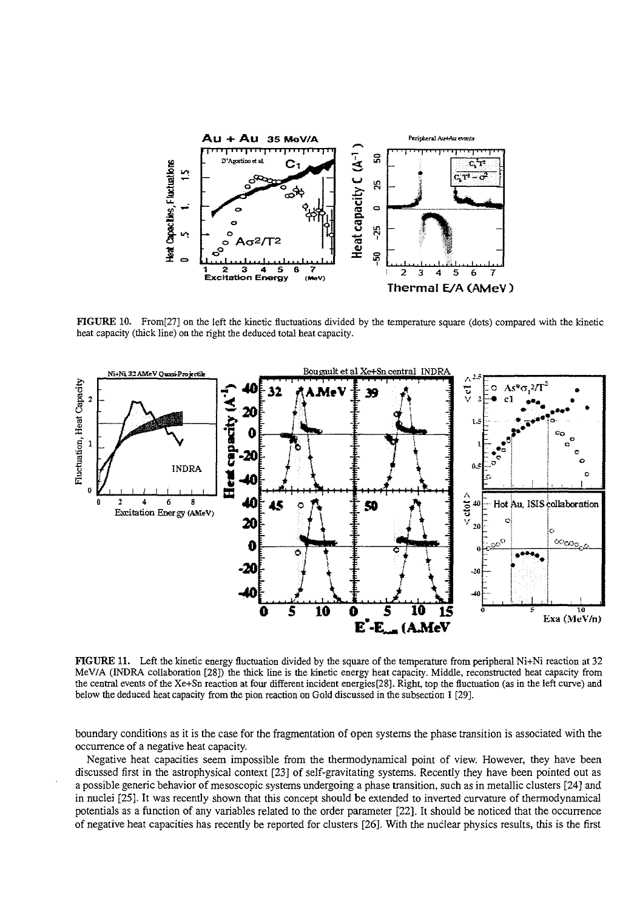**FIGURE 10.** From[27] on the left the kinetic fluctuations divided by the temperature square (dots) compared with the kinetic heat capacity (thick line) on the right the deduced total heat capacity.

**FIGURE 11.** Left the kinetic energy fluctuation divided by the square of the temperature from peripheral Ni+Ni reaction at 32 MeV/A (INDRA collaboration [28]) the thick line is the kinetic energy heat capacity. Middle, reconstructed heat capacity from the central events of the Xe+Sn reaction at four different incident energies[28]. Right, top the fluctuation (as in the left curve) and below the deduced heat capacity from the pion reaction on Gold discussed in the subsection I [29].

boundary conditions as it is the case for the fragmentation of open systems the phase transition is associated with the occurrence of a negative heat capacity.

Negative heat capacities seem impossible from the thermodynamical point of view. However, they have been discussed first in the astrophysical context [23] of self-gravitating systems. Recently they have been pointed out as a possible generic behavior of mesoscopic systems undergoing a phase transition, such as in metallic clusters [24] and in nuclei [25]. It was recently shown that this concept should be extended to inverted curvature of thermodynamical potentials as a function of any variables related to the order parameter [22]. It should be noticed that the occurrence of negative heat capacities has recently be reported for clusters [26]. With the nuclear physics results, this is the first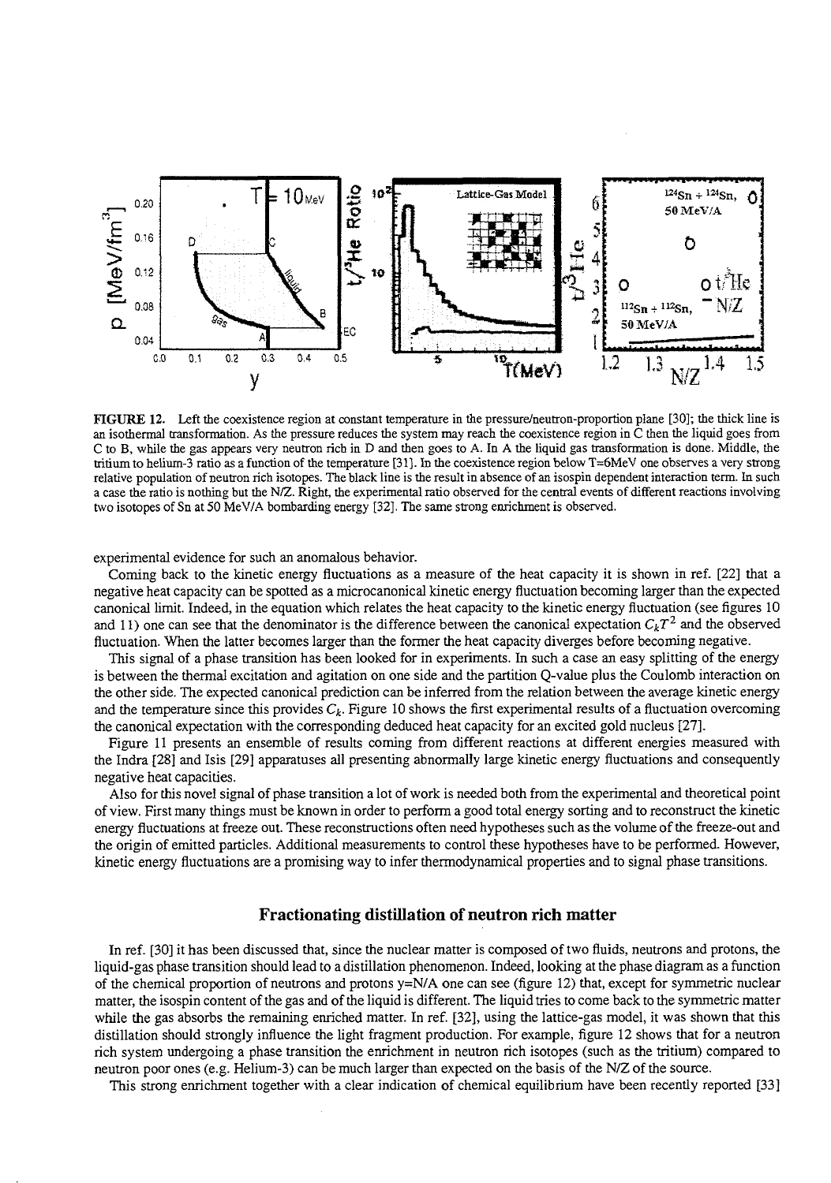**FIGURE 12.** Left the coexistence region at constant temperature in the pressure/neutron-proportion plane [30]; the thick line is an isothermal transformation. As the pressure reduces the system may reach the coexistence region in C then the liquid goes from C to B, while the gas appears very neutron rich in D and then goes to A. In A the liquid gas transformation is done. Middle, the tritium to helium-3 ratio as a function of the temperature [31]. In the coexistence region below T=6MeV one observes a very strong relative population of neutron rich isotopes. The black line is the result in absence of an isospin dependent interaction term. In such a case the ratio is nothing but the N/Z. Right, the experimental ratio observed for the central events of different reactions involving two isotopes of Sn at 50 MeV/A bombarding energy [32]. The same strong enrichment is observed.

experimental evidence for such an anomalous behavior.

Coming back to the kinetic energy fluctuations as a measure of the heat capacity it is shown in ref. [22] that a negative heat capacity can be spotted as a microcanonical kinetic energy fluctuation becoming larger than the expected canonical limit. Indeed, in the equation which relates the heat capacity to the kinetic energy fluctuation (see figures 10 and 11) one can see that the denominator is the difference between the canonical expectation $C_k T^2$ and the observed fluctuation. When the latter becomes larger than the former the heat capacity diverges before becoming negative.

This signal of a phase transition has been looked for in experiments. In such a case an easy splitting of the energy is between the thermal excitation and agitation on one side and the partition Q-value plus the Coulomb interaction on the other side. The expected canonical prediction can be inferred from the relation between the average kinetic energy and the temperature since this provides $C_k$. Figure 10 shows the first experimental results of a fluctuation overcoming the canonical expectation with the corresponding deduced heat capacity for an excited gold nucleus [27].

Figure 11 presents an ensemble of results coming from different reactions at different energies measured with the Indra [28] and Isis [29] apparatuses all presenting abnormally large kinetic energy fluctuations and consequently negative heat capacities.

Also for this novel signal of phase transition a lot of work is needed both from the experimental and theoretical point of view. First many things must be known in order to perform a good total energy sorting and to reconstruct the kinetic energy fluctuations at freeze out. These reconstructions often need hypotheses such as the volume of the freeze-out and the origin of emitted particles. Additional measurements to control these hypotheses have to be performed. However, kinetic energy fluctuations are a promising way to infer thermodynamical properties and to signal phase transitions.

## Fractionating distillation of neutron rich matter

In ref. [30] it has been discussed that, since the nuclear matter is composed of two fluids, neutrons and protons, the liquid-gas phase transition should lead to a distillation phenomenon. Indeed, looking at the phase diagram as a function of the chemical proportion of neutrons and protons y=N/A one can see (figure 12) that, except for symmetric nuclear matter, the isospin content of the gas and of the liquid is different. The liquid tries to come back to the symmetric matter while the gas absorbs the remaining enriched matter. In ref. [32], using the lattice-gas model, it was shown that this distillation should strongly influence the light fragment production. For example, figure 12 shows that for a neutron rich system undergoing a phase transition the enrichment in neutron rich isotopes (such as the tritium) compared to neutron poor ones (e.g. Helium-3) can be much larger than expected on the basis of the N/Z of the source.

This strong enrichment together with a clear indication of chemical equilibrium have been recently reported [33]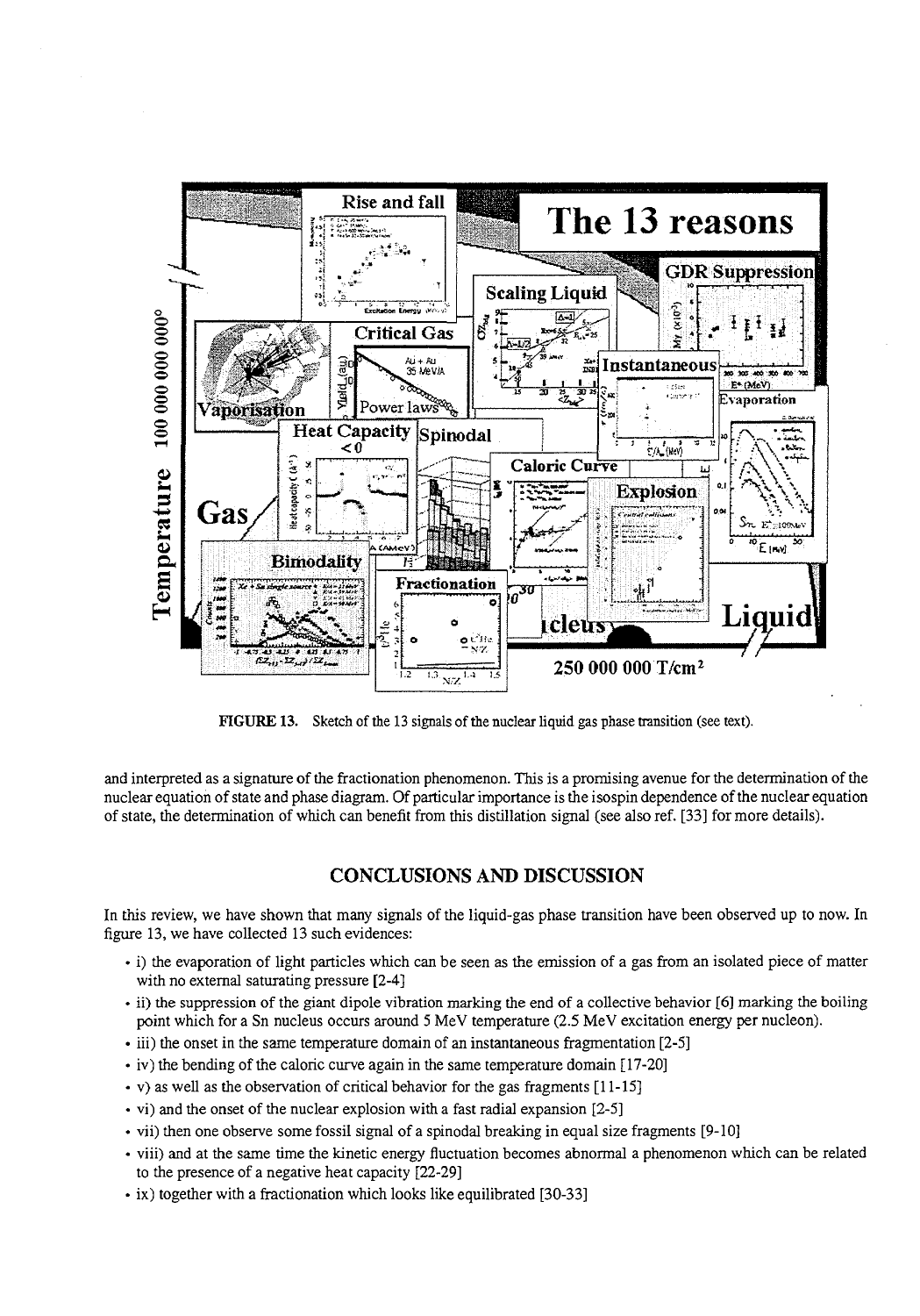FIGURE 13. Sketch of the 13 signals of the nuclear liquid gas phase transition (see text).

and interpreted as a signature of the fractionation phenomenon. This is a promising avenue for the determination of the nuclear equation of state and phase diagram. Of particular importance is the isospin dependence of the nuclear equation of state, the determination of which can benefit from this distillation signal (see also ref. [33] for more details).

## CONCLUSIONS AND DISCUSSION

In this review, we have shown that many signals of the liquid-gas phase transition have been observed up to now. In figure 13, we have collected 13 such evidences:

- i) the evaporation of light particles which can be seen as the emission of a gas from an isolated piece of matter with no external saturating pressure [2-4]
- ii) the suppression of the giant dipole vibration marking the end of a collective behavior [6] marking the boiling point which for a Sn nucleus occurs around 5 MeV temperature (2.5 MeV excitation energy per nucleon).
- iii) the onset in the same temperature domain of an instantaneous fragmentation [2-5]
- iv) the bending of the caloric curve again in the same temperature domain [17-20]
- v) as well as the observation of critical behavior for the gas fragments [11-15]
- vi) and the onset of the nuclear explosion with a fast radial expansion [2-5]
- vii) then one observe some fossil signal of a spinodal breaking in equal size fragments [9-10]
- viii) and at the same time the kinetic energy fluctuation becomes abnormal a phenomenon which can be related to the presence of a negative heat capacity [22-29]
- ix) together with a fractionation which looks like equilibrated [30-33]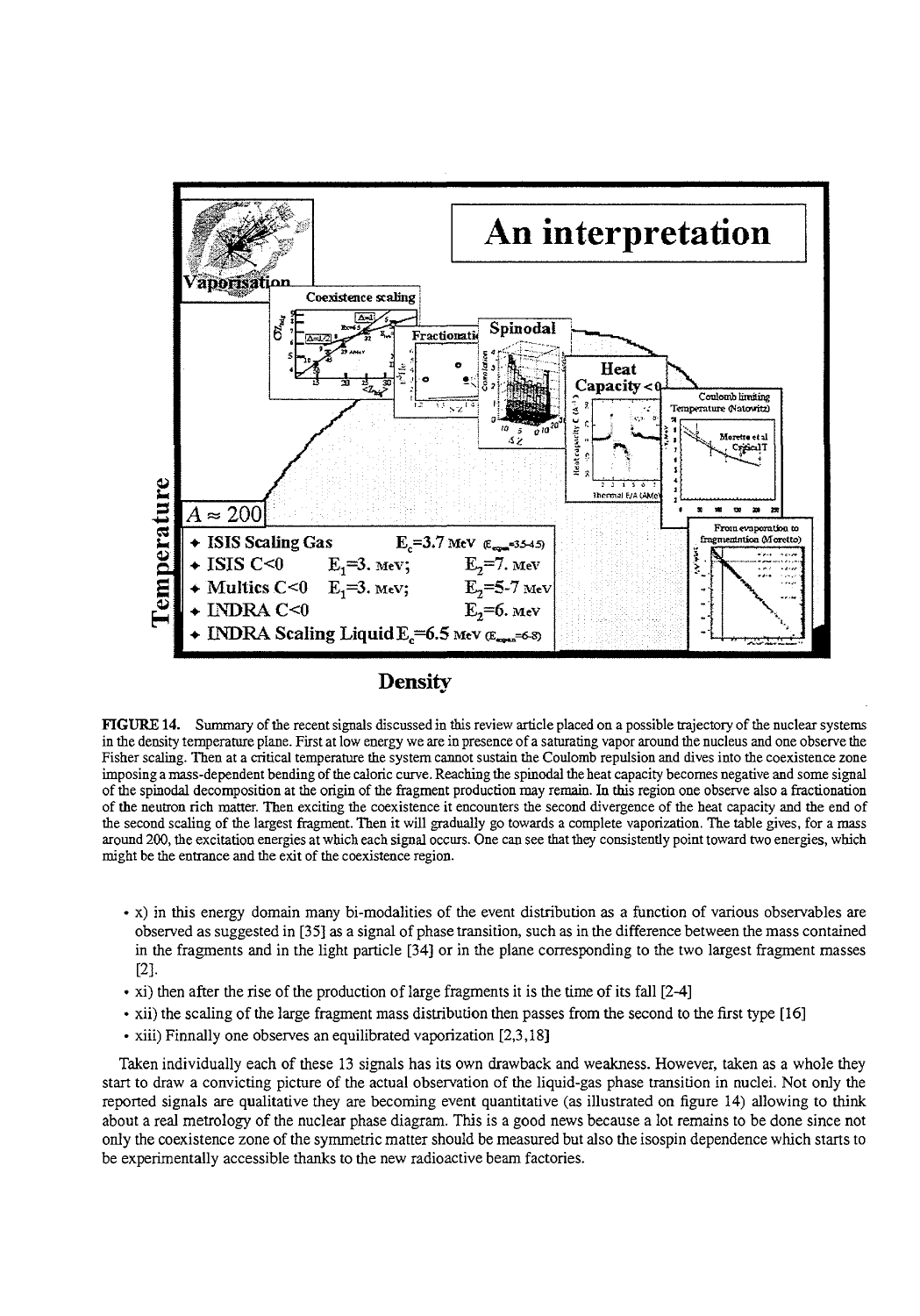**FIGURE 14.** Summary of the recent signals discussed in this review article placed on a possible trajectory of the nuclear systems in the density temperature plane. First at low energy we are in presence of a saturating vapor around the nucleus and one observe the Fisher scaling. Then at a critical temperature the system cannot sustain the Coulomb repulsion and dives into the coexistence zone imposing a mass-dependent bending of the caloric curve. Reaching the spinodal the heat capacity becomes negative and some signal of the spinodal decomposition at the origin of the fragment production may remain. In this region one observe also a fractionation of the neutron rich matter. Then exciting the coexistence it encounters the second divergence of the heat capacity and the end of the second scaling of the largest fragment. Then it will gradually go towards a complete vaporization. The table gives, for a mass around 200, the excitation energies at which each signal occurs. One can see that they consistently point toward two energies, which might be the entrance and the exit of the coexistence region.

- x) in this energy domain many bi-modalities of the event distribution as a function of various observables are observed as suggested in [35] as a signal of phase transition, such as in the difference between the mass contained in the fragments and in the light particle [34] or in the plane corresponding to the two largest fragment masses [2].
- xi) then after the rise of the production of large fragments it is the time of its fall [2-4]
- xii) the scaling of the large fragment mass distribution then passes from the second to the first type [16]
- xiii) Finnally one observes an equilibrated vaporization [2,3,18]

Taken individually each of these 13 signals has its own drawback and weakness. However, taken as a whole they start to draw a convicting picture of the actual observation of the liquid-gas phase transition in nuclei. Not only the reported signals are qualitative they are becoming event quantitative (as illustrated on figure 14) allowing to think about a real metrology of the nuclear phase diagram. This is a good news because a lot remains to be done since not only the coexistence zone of the symmetric matter should be measured but also the isospin dependence which starts to be experimentally accessible thanks to the new radioactive beam factories.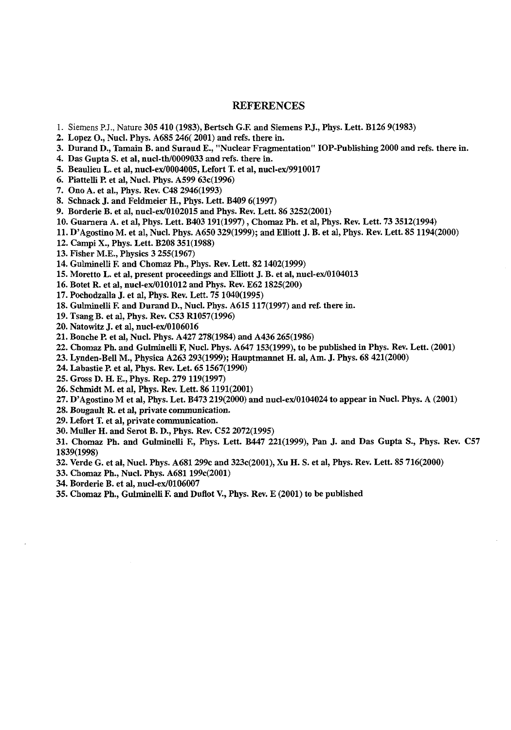## REFERENCES

1. Siemens P.J., Nature 305 410 (1983), Bertsch G.F. and Siemens P.J., Phys. Lett. B126 9(1983)
2. Lopez O., Nucl. Phys. A685 246( 2001) and refs. there in.
3. Durand D., Tamain B. and Suraud E., "Nuclear Fragmentation" IOP-Publishing 2000 and refs. there in.
4. Das Gupta S. et al, nucl-th/0009033 and refs. there in.
5. Beaulieu L. et al, nucl-ex/0004005, Lefort T. et al, nucl-ex/9910017
6. Piattelli P. et al, Nucl. Phys. A599 63c(1996)
7. Ono A. et al., Phys. Rev. C48 2946(1993)
8. Schnack J. and Feldmeier H., Phys. Lett. B409 6(1997)
9. Borderie B. et al, nucl-ex/0102015 and Phys. Rev. Lett. 86 3252(2001)
10. Guarnera A. et al, Phys. Lett. B403 191(1997) , Chomaz Ph. et al, Phys. Rev. Lett. 73 3512(1994)
11. D'Agostino M. et al, Nucl. Phys. A650 329(1999); and Elliott J. B. et al, Phys. Rev. Lett. 85 1194(2000)
12. Campi X., Phys. Lett. B208 351(1988)
13. Fisher M.E., Physics 3 255(1967)
14. Gulminelli F. and Chomaz Ph., Phys. Rev. Lett. 82 1402(1999)
15. Moretto L. et al, present proceedings and Elliott J. B. et al, nucl-ex/0104013
16. Botet R. et al, nucl-ex/0101012 and Phys. Rev. E62 1825(200)
17. Pochodzalla J. et al, Phys. Rev. Lett. 75 1040(1995)
18. Gulminelli F. and Durand D., Nucl. Phys. A615 117(1997) and ref. there in.
19. Tsang B. et al, Phys. Rev. C53 R1057(1996)
20. Natowitz J. et al, nucl-ex/0106016
21. Bonche P. et al, Nucl. Phys. A427 278(1984) and A436 265(1986)
22. Chomaz Ph. and Gulminelli F, Nucl. Phys. A647 153(1999), to be published in Phys. Rev. Lett. (2001)
23. Lynden-Bell M., Physica A263 293(1999); Hauptmannet H. al, Am. J. Phys. 68 421(2000)
24. Labastie P. et al, Phys. Rev. Let. 65 1567(1990)
25. Gross D. H. E., Phys. Rep. 279 119(1997)
26. Schmidt M. et al, Phys. Rev. Lett. 86 1191(2001)
27. D'Agostino M et al, Phys. Let. B473 219(2000) and nucl-ex/0104024 to appear in Nucl. Phys. A (2001)
28. Bougault R. et al, private communication.
29. Lefort T. et al, private communication.
30. Muller H. and Serot B. D., Phys. Rev. C52 2072(1995)
31. Chomaz Ph. and Gulminelli F., Phys. Lett. B447 221(1999), Pan J. and Das Gupta S., Phys. Rev. C57 1839(1998)
32. Verde G. et al, Nucl. Phys. A681 299c and 323c(2001), Xu H. S. et al, Phys. Rev. Lett. 85 716(2000)
33. Chomaz Ph., Nucl. Phys. A681 199c(2001)
34. Borderie B. et al, nucl-ex/0106007
35. Chomaz Ph., Gulminelli F. and Duflot V., Phys. Rev. E (2001) to be published